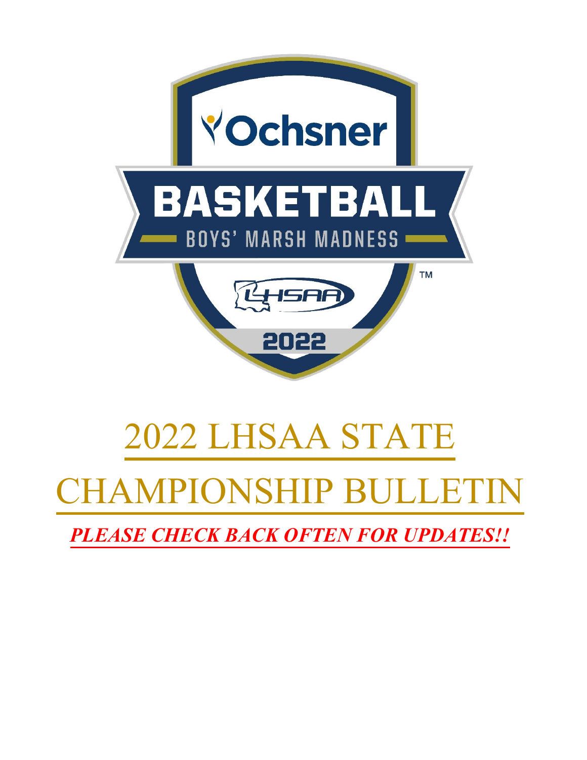Ochsner

BASKETBALL

BOYS' MARSH MADNESS

LHSAA

2022

# 2022 LHSAA STATE CHAMPIONSHIP BULLETIN

***PLEASE CHECK BACK OFTEN FOR UPDATES!!***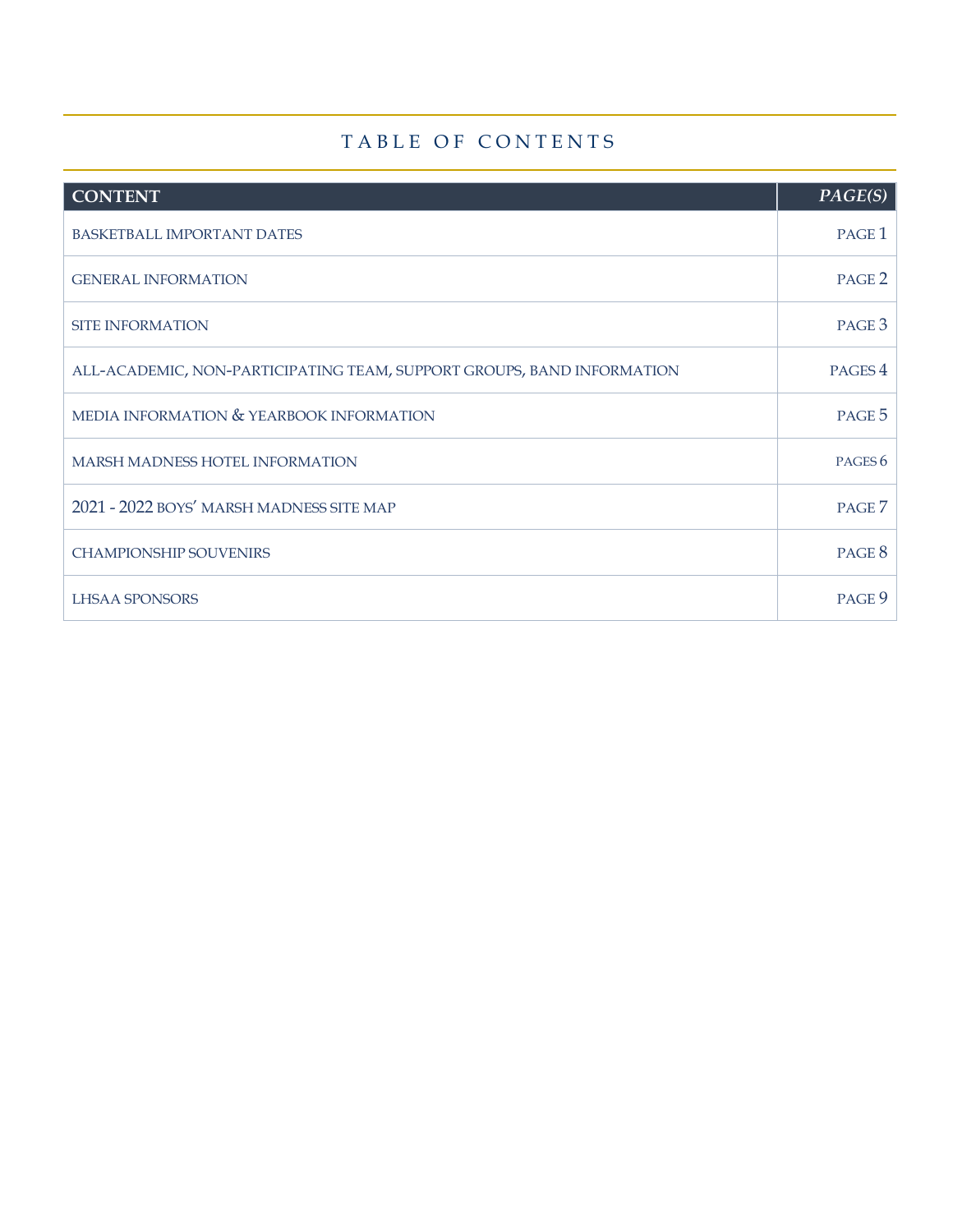# TABLE OF CONTENTS

| CONTENT | *PAGE(S)* |
|---|---|
| BASKETBALL IMPORTANT DATES | PAGE 1 |
| GENERAL INFORMATION | PAGE 2 |
| SITE INFORMATION | PAGE 3 |
| ALL-ACADEMIC, NON-PARTICIPATING TEAM, SUPPORT GROUPS, BAND INFORMATION | PAGES 4 |
| MEDIA INFORMATION & YEARBOOK INFORMATION | PAGE 5 |
| MARSH MADNESS HOTEL INFORMATION | PAGES 6 |
| 2021 - 2022 BOYS' MARSH MADNESS SITE MAP | PAGE 7 |
| CHAMPIONSHIP SOUVENIRS | PAGE 8 |
| LHSAA SPONSORS | PAGE 9 |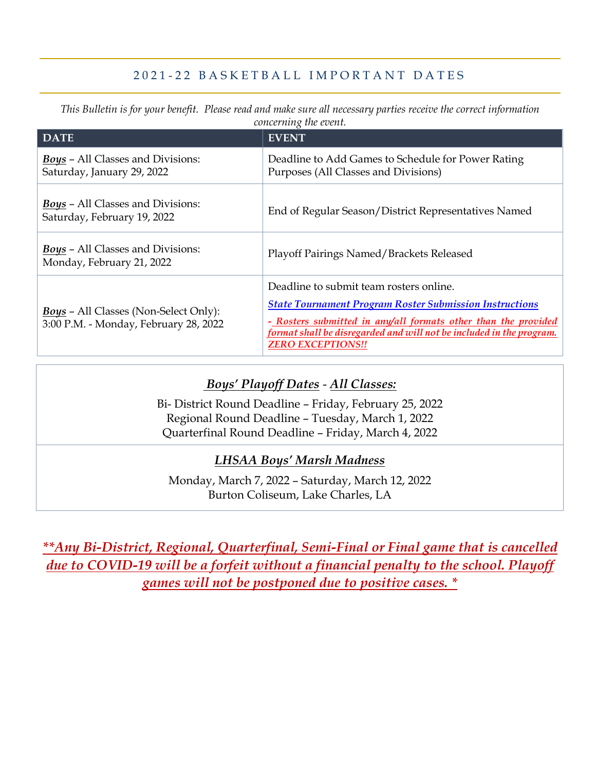## 2021-22 BASKETBALL IMPORTANT DATES

*This Bulletin is for your benefit. Please read and make sure all necessary parties receive the correct information concerning the event.*

| DATE | EVENT |
|---|---|
| ***Boys*** – All Classes and Divisions: Saturday, January 29, 2022 | Deadline to Add Games to Schedule for Power Rating Purposes (All Classes and Divisions) |
| ***Boys*** – All Classes and Divisions: Saturday, February 19, 2022 | End of Regular Season/District Representatives Named |
| ***Boys*** – All Classes and Divisions: Monday, February 21, 2022 | Playoff Pairings Named/Brackets Released |
| ***Boys*** – All Classes (Non-Select Only): 3:00 P.M. - Monday, February 28, 2022 | Deadline to submit team rosters online. ***State Tournament Program Roster Submission Instructions*** ***- Rosters submitted in any/all formats other than the provided format shall be disregarded and will not be included in the program. ZERO EXCEPTIONS!!*** |

***Boys' Playoff Dates - All Classes:***

Bi- District Round Deadline – Friday, February 25, 2022
Regional Round Deadline – Tuesday, March 1, 2022
Quarterfinal Round Deadline – Friday, March 4, 2022

***LHSAA Boys' Marsh Madness***

Monday, March 7, 2022 – Saturday, March 12, 2022
Burton Coliseum, Lake Charles, LA

***\*\*Any Bi-District, Regional, Quarterfinal, Semi-Final or Final game that is cancelled due to COVID-19 will be a forfeit without a financial penalty to the school. Playoff games will not be postponed due to positive cases. \****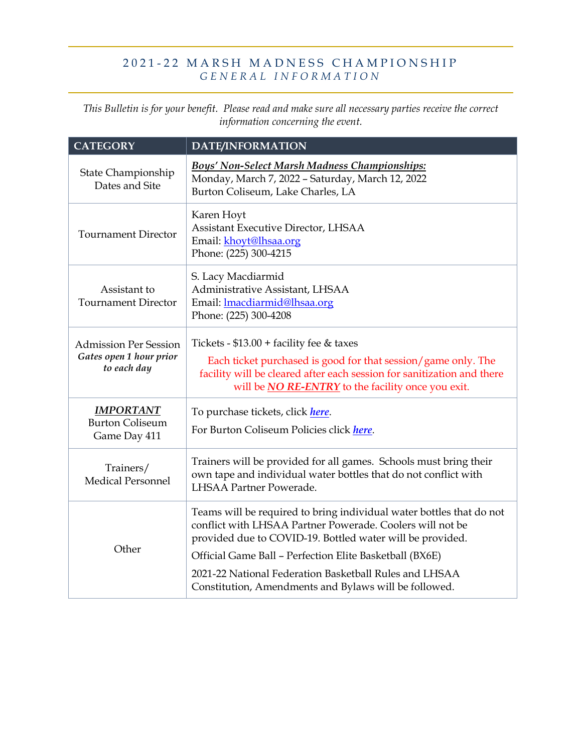# 2021-22 MARSH MADNESS CHAMPIONSHIP

## *GENERAL INFORMATION*

*This Bulletin is for your benefit. Please read and make sure all necessary parties receive the correct information concerning the event.*

| CATEGORY | DATE/INFORMATION |
| --- | --- |
| State Championship Dates and Site | ***Boys' Non-Select Marsh Madness Championships:*** <br> Monday, March 7, 2022 – Saturday, March 12, 2022 <br> Burton Coliseum, Lake Charles, LA |
| Tournament Director | Karen Hoyt <br> Assistant Executive Director, LHSAA <br> Email: khoyt@lhsaa.org <br> Phone: (225) 300-4215 |
| Assistant to Tournament Director | S. Lacy Macdiarmid <br> Administrative Assistant, LHSAA <br> Email: lmacdiarmid@lhsaa.org <br> Phone: (225) 300-4208 |
| Admission Per Session <br> ***Gates open 1 hour prior to each day*** | Tickets - $13.00 + facility fee & taxes <br> Each ticket purchased is good for that session/game only. The facility will be cleared after each session for sanitization and there will be ***NO RE-ENTRY*** to the facility once you exit. |
| ***IMPORTANT*** <br> Burton Coliseum Game Day 411 | To purchase tickets, click ***here***. <br> For Burton Coliseum Policies click ***here***. |
| Trainers/ Medical Personnel | Trainers will be provided for all games. Schools must bring their own tape and individual water bottles that do not conflict with LHSAA Partner Powerade. |
| Other | Teams will be required to bring individual water bottles that do not conflict with LHSAA Partner Powerade. Coolers will not be provided due to COVID-19. Bottled water will be provided. <br> Official Game Ball – Perfection Elite Basketball (BX6E) <br> 2021-22 National Federation Basketball Rules and LHSAA Constitution, Amendments and Bylaws will be followed. |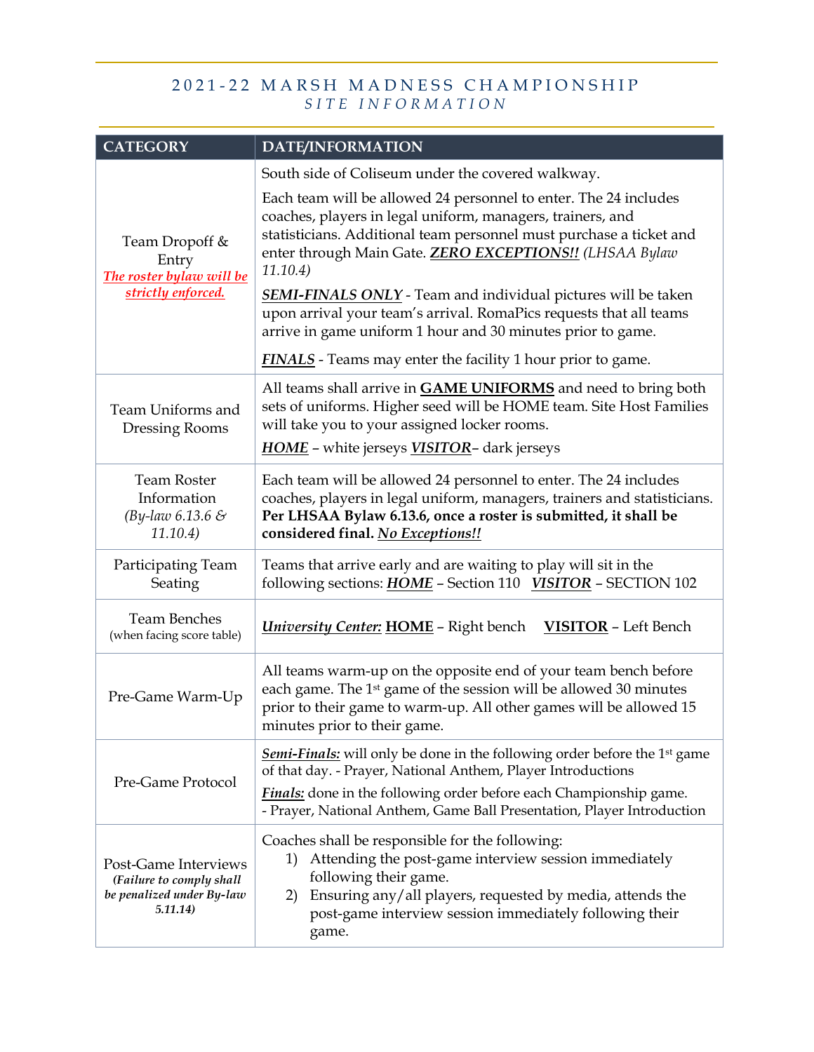# 2021-22 MARSH MADNESS CHAMPIONSHIP
## *SITE INFORMATION*

| CATEGORY | DATE/INFORMATION |
|---|---|
| Team Dropoff & Entry<br>***The roster bylaw will be strictly enforced.*** | South side of Coliseum under the covered walkway.<br><br>Each team will be allowed 24 personnel to enter. The 24 includes coaches, players in legal uniform, managers, trainers, and statisticians. Additional team personnel must purchase a ticket and enter through Main Gate. ***ZERO EXCEPTIONS!!*** *(LHSAA Bylaw 11.10.4)*<br><br>***SEMI-FINALS ONLY*** - Team and individual pictures will be taken upon arrival your team's arrival. RomaPics requests that all teams arrive in game uniform 1 hour and 30 minutes prior to game.<br><br>***FINALS*** - Teams may enter the facility 1 hour prior to game. |
| Team Uniforms and Dressing Rooms | All teams shall arrive in **GAME UNIFORMS** and need to bring both sets of uniforms. Higher seed will be HOME team. Site Host Families will take you to your assigned locker rooms.<br>***HOME*** – white jerseys ***VISITOR***– dark jerseys |
| Team Roster Information<br>*(By-law 6.13.6 & 11.10.4)* | Each team will be allowed 24 personnel to enter. The 24 includes coaches, players in legal uniform, managers, trainers and statisticians. **Per LHSAA Bylaw 6.13.6, once a roster is submitted, it shall be considered final. *No Exceptions!!*** |
| Participating Team Seating | Teams that arrive early and are waiting to play will sit in the following sections: ***HOME*** – Section 110 ***VISITOR*** – SECTION 102 |
| Team Benches<br>(when facing score table) | ***University Center:*** **HOME** – Right bench **VISITOR** – Left Bench |
| Pre-Game Warm-Up | All teams warm-up on the opposite end of your team bench before each game. The 1st game of the session will be allowed 30 minutes prior to their game to warm-up. All other games will be allowed 15 minutes prior to their game. |
| Pre-Game Protocol | ***Semi-Finals:*** will only be done in the following order before the 1st game of that day. - Prayer, National Anthem, Player Introductions<br><br>***Finals:*** done in the following order before each Championship game. - Prayer, National Anthem, Game Ball Presentation, Player Introduction |
| Post-Game Interviews<br>***(Failure to comply shall be penalized under By-law 5.11.14)*** | Coaches shall be responsible for the following:<br>1) Attending the post-game interview session immediately following their game.<br>2) Ensuring any/all players, requested by media, attends the post-game interview session immediately following their game. |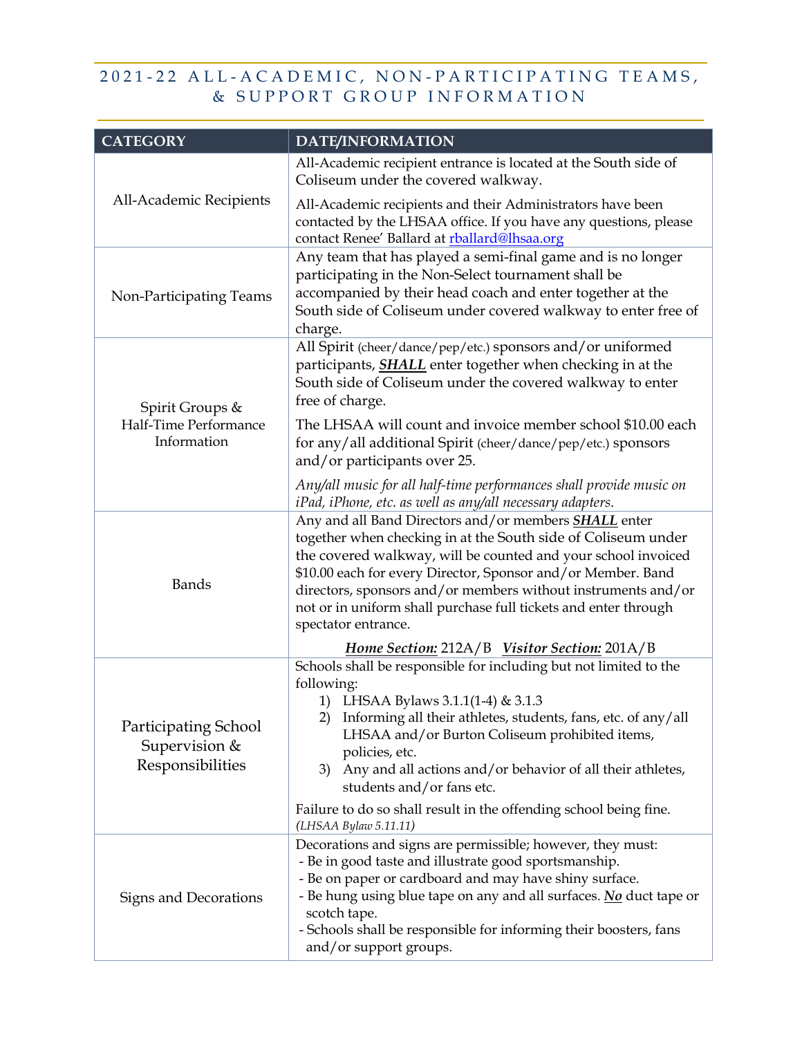## 2021-22 ALL-ACADEMIC, NON-PARTICIPATING TEAMS, & SUPPORT GROUP INFORMATION

| CATEGORY | DATE/INFORMATION |
|---|---|
| All-Academic Recipients | All-Academic recipient entrance is located at the South side of Coliseum under the covered walkway.<br><br>All-Academic recipients and their Administrators have been contacted by the LHSAA office. If you have any questions, please contact Renee' Ballard at rballard@lhsaa.org |
| Non-Participating Teams | Any team that has played a semi-final game and is no longer participating in the Non-Select tournament shall be accompanied by their head coach and enter together at the South side of Coliseum under covered walkway to enter free of charge. |
| Spirit Groups & Half-Time Performance Information | All Spirit (cheer/dance/pep/etc.) sponsors and/or uniformed participants, ***SHALL*** enter together when checking in at the South side of Coliseum under the covered walkway to enter free of charge.<br><br>The LHSAA will count and invoice member school $10.00 each for any/all additional Spirit (cheer/dance/pep/etc.) sponsors and/or participants over 25.<br><br>*Any/all music for all half-time performances shall provide music on iPad, iPhone, etc. as well as any/all necessary adapters.* |
| Bands | Any and all Band Directors and/or members ***SHALL*** enter together when checking in at the South side of Coliseum under the covered walkway, will be counted and your school invoiced $10.00 each for every Director, Sponsor and/or Member. Band directors, sponsors and/or members without instruments and/or not or in uniform shall purchase full tickets and enter through spectator entrance.<br><br>***Home Section:*** 212A/B ***Visitor Section:*** 201A/B |
| Participating School Supervision & Responsibilities | Schools shall be responsible for including but not limited to the following:<br>1) LHSAA Bylaws 3.1.1(1-4) & 3.1.3<br>2) Informing all their athletes, students, fans, etc. of any/all LHSAA and/or Burton Coliseum prohibited items, policies, etc.<br>3) Any and all actions and/or behavior of all their athletes, students and/or fans etc.<br><br>Failure to do so shall result in the offending school being fine. *(LHSAA Bylaw 5.11.11)* |
| Signs and Decorations | Decorations and signs are permissible; however, they must:<br>- Be in good taste and illustrate good sportsmanship.<br>- Be on paper or cardboard and may have shiny surface.<br>- Be hung using blue tape on any and all surfaces. ***No*** duct tape or scotch tape.<br>- Schools shall be responsible for informing their boosters, fans and/or support groups. |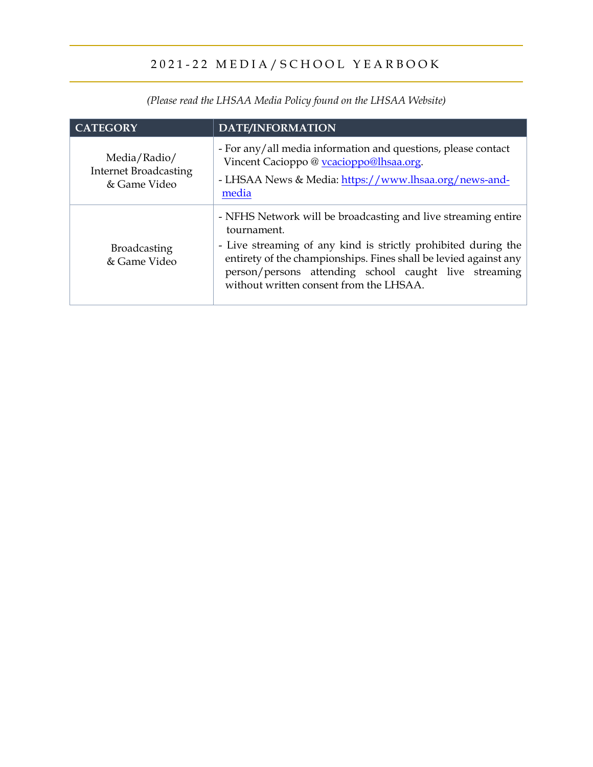## 2021-22 MEDIA/SCHOOL YEARBOOK

*(Please read the LHSAA Media Policy found on the LHSAA Website)*

| CATEGORY | DATE/INFORMATION |
|---|---|
| Media/Radio/ Internet Broadcasting & Game Video | - For any/all media information and questions, please contact Vincent Cacioppo @ vcacioppo@lhsaa.org.<br>- LHSAA News & Media: https://www.lhsaa.org/news-and-media |
| Broadcasting & Game Video | - NFHS Network will be broadcasting and live streaming entire tournament.<br>- Live streaming of any kind is strictly prohibited during the entirety of the championships. Fines shall be levied against any person/persons attending school caught live streaming without written consent from the LHSAA. |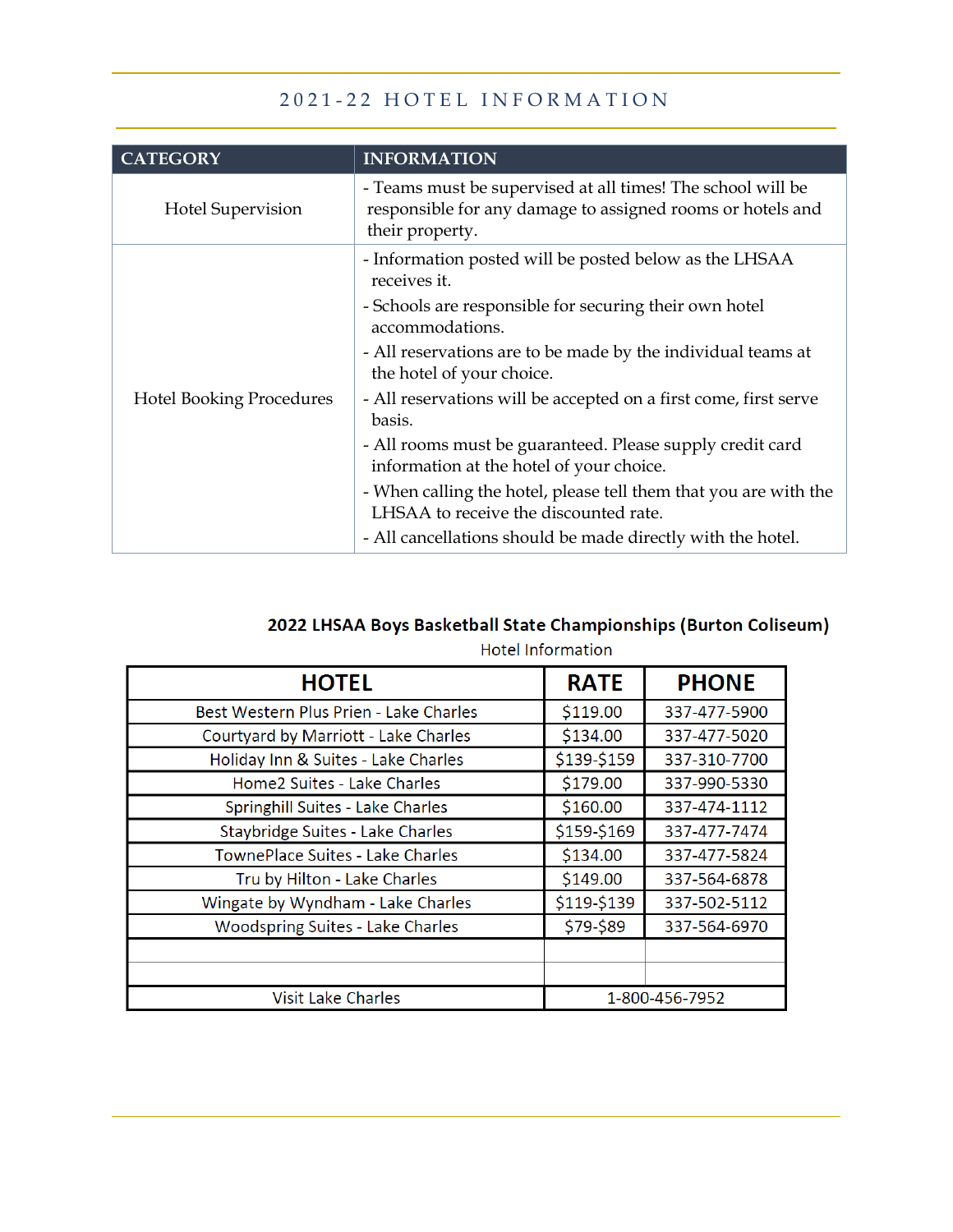# 2021-22 HOTEL INFORMATION

| CATEGORY | INFORMATION |
|---|---|
| Hotel Supervision | - Teams must be supervised at all times! The school will be responsible for any damage to assigned rooms or hotels and their property. |
| Hotel Booking Procedures | - Information posted will be posted below as the LHSAA receives it.<br>- Schools are responsible for securing their own hotel accommodations.<br>- All reservations are to be made by the individual teams at the hotel of your choice.<br>- All reservations will be accepted on a first come, first serve basis.<br>- All rooms must be guaranteed. Please supply credit card information at the hotel of your choice.<br>- When calling the hotel, please tell them that you are with the LHSAA to receive the discounted rate.<br>- All cancellations should be made directly with the hotel. |

**2022 LHSAA Boys Basketball State Championships (Burton Coliseum)**

Hotel Information

| HOTEL | RATE | PHONE |
|---|---|---|
| Best Western Plus Prien - Lake Charles | $119.00 | 337-477-5900 |
| Courtyard by Marriott - Lake Charles | $134.00 | 337-477-5020 |
| Holiday Inn & Suites - Lake Charles | $139-$159 | 337-310-7700 |
| Home2 Suites - Lake Charles | $179.00 | 337-990-5330 |
| Springhill Suites - Lake Charles | $160.00 | 337-474-1112 |
| Staybridge Suites - Lake Charles | $159-$169 | 337-477-7474 |
| TownePlace Suites - Lake Charles | $134.00 | 337-477-5824 |
| Tru by Hilton - Lake Charles | $149.00 | 337-564-6878 |
| Wingate by Wyndham - Lake Charles | $119-$139 | 337-502-5112 |
| Woodspring Suites - Lake Charles | $79-$89 | 337-564-6970 |
| | | |
| | | |
| Visit Lake Charles | 1-800-456-7952 | |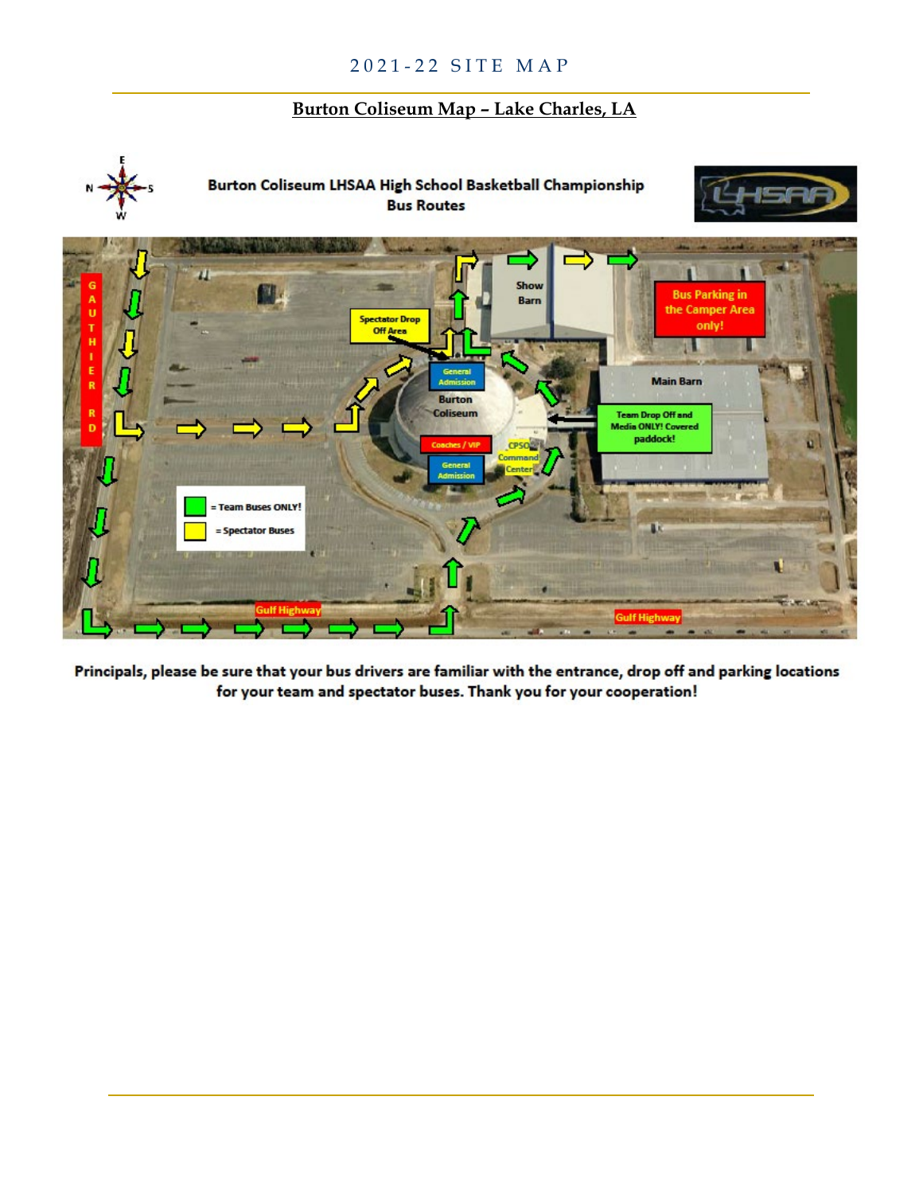## Burton Coliseum Map – Lake Charles, LA

**Burton Coliseum LHSAA High School Basketball Championship Bus Routes**

N E S W

LHSAA

GAUTHIER RD

Show Barn

Spectator Drop Off Area

General Admission

Burton Coliseum

Bus Parking in the Camper Area only!

Main Barn

Team Drop Off and Media ONLY! Covered paddock!

Coaches / VIP

CPSO Command Center

General Admission

= Team Buses ONLY!

= Spectator Buses

Gulf Highway

Gulf Highway

**Principals, please be sure that your bus drivers are familiar with the entrance, drop off and parking locations for your team and spectator buses. Thank you for your cooperation!**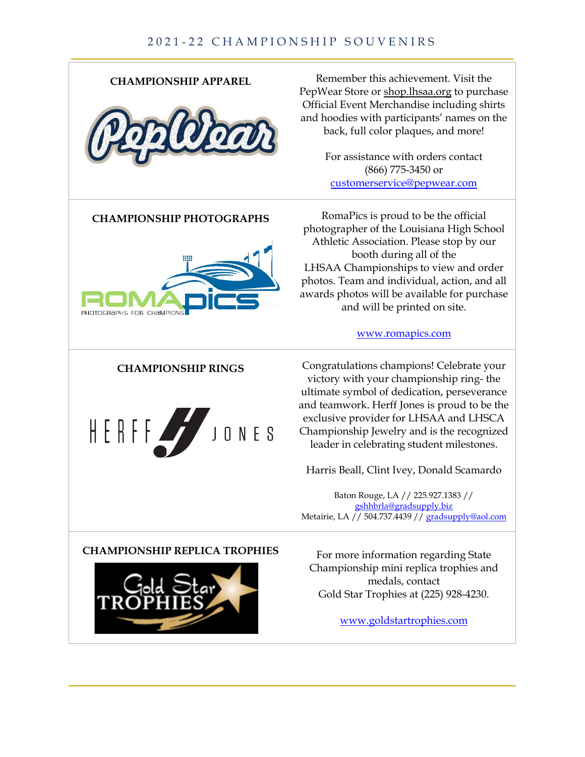# 2021-22 CHAMPIONSHIP SOUVENIRS

## CHAMPIONSHIP APPAREL

Remember this achievement. Visit the PepWear Store or shop.lhsaa.org to purchase Official Event Merchandise including shirts and hoodies with participants' names on the back, full color plaques, and more!

For assistance with orders contact (866) 775-3450 or customerservice@pepwear.com

## CHAMPIONSHIP PHOTOGRAPHS

RomaPics is proud to be the official photographer of the Louisiana High School Athletic Association. Please stop by our booth during all of the LHSAA Championships to view and order photos. Team and individual, action, and all awards photos will be available for purchase and will be printed on site.

www.romapics.com

## CHAMPIONSHIP RINGS

Congratulations champions! Celebrate your victory with your championship ring- the ultimate symbol of dedication, perseverance and teamwork. Herff Jones is proud to be the exclusive provider for LHSAA and LHSCA Championship Jewelry and is the recognized leader in celebrating student milestones.

Harris Beall, Clint Ivey, Donald Scamardo

Baton Rouge, LA // 225.927.1383 // gshhbrla@gradsupply.biz
Metairie, LA // 504.737.4439 // gradsupply@aol.com

## CHAMPIONSHIP REPLICA TROPHIES

For more information regarding State Championship mini replica trophies and medals, contact Gold Star Trophies at (225) 928-4230.

www.goldstartrophies.com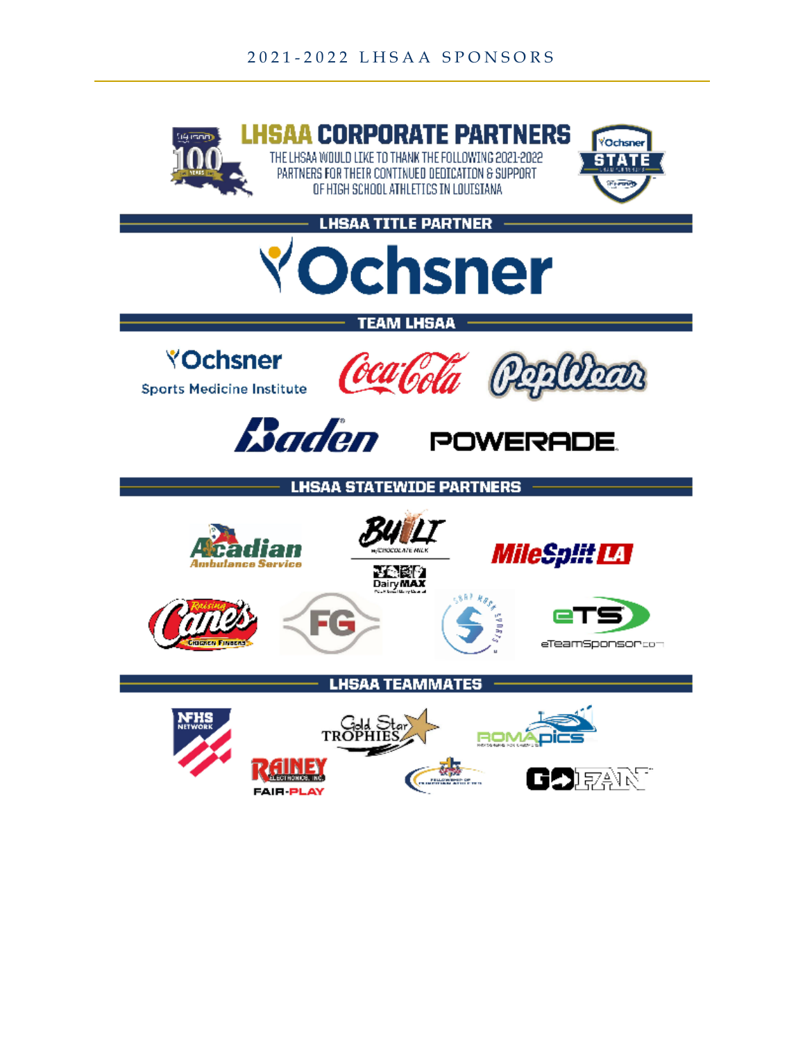# 2021-2022 LHSAA SPONSORS

## LHSAA CORPORATE PARTNERS

THE LHSAA WOULD LIKE TO THANK THE FOLLOWING 2021-2022 PARTNERS FOR THEIR CONTINUED DEDICATION & SUPPORT OF HIGH SCHOOL ATHLETICS IN LOUISIANA

### LHSAA TITLE PARTNER

Ochsner

### TEAM LHSAA

Ochsner Sports Medicine Institute

Coca-Cola

PepWear

Baden

POWERADE

### LHSAA STATEWIDE PARTNERS

Acadian Ambulance Service

BUILT w/CHOCOLATE MILK

Dairy MAX

MileSplit LA

Raising Cane's Chicken Fingers

FG

eTS eTeamSponsor.com

### LHSAA TEAMMATES

NFHS NETWORK

Gold Star TROPHIES

ROMApics

RAINEY ELECTRONICS, INC. FAIR-PLAY

FELLOWSHIP OF CHRISTIAN ATHLETES

GOFAN